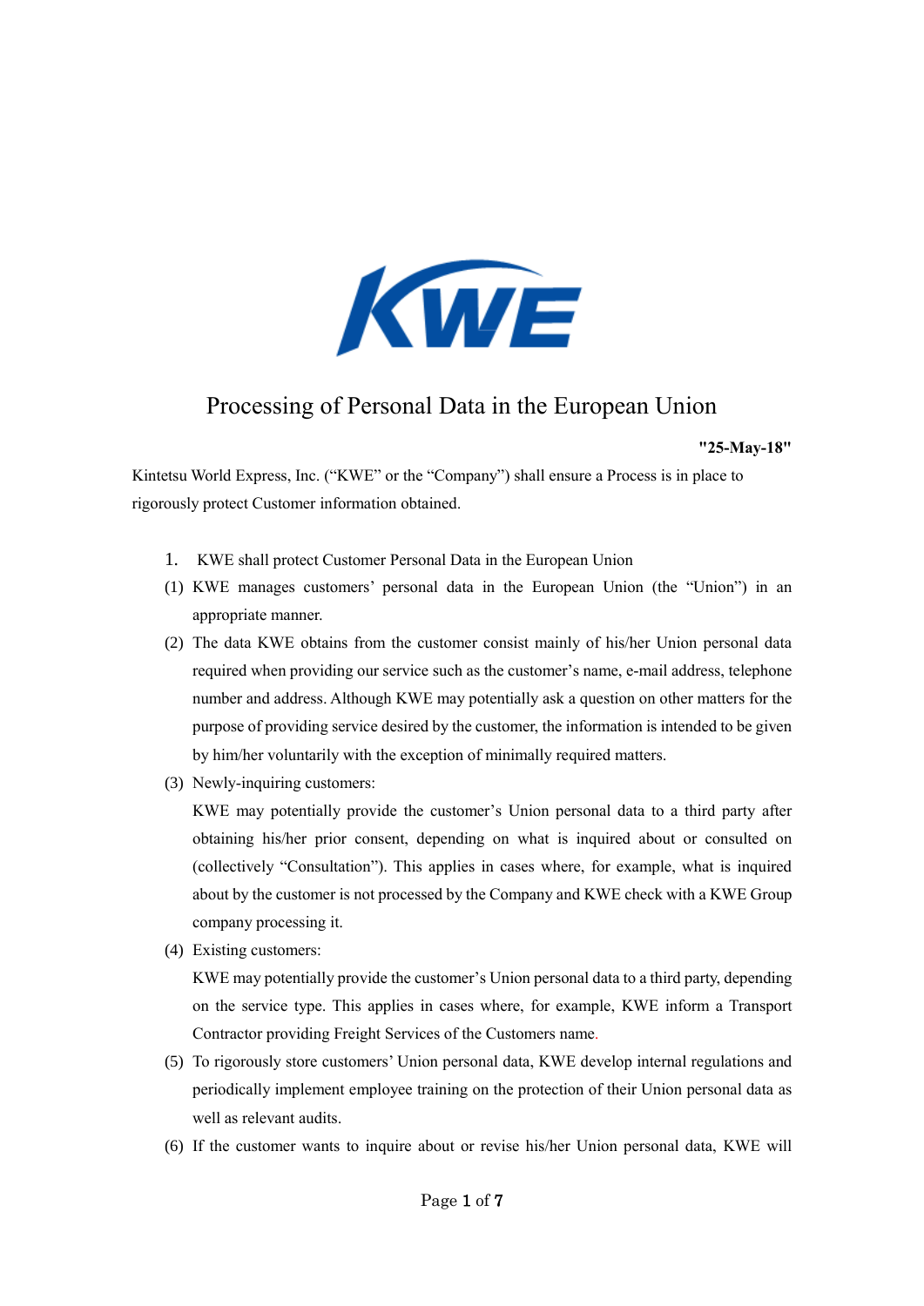# Processing of Personal Data in the European Union

**"25-May-18"**

Kintetsu World Express, Inc. ("KWE" or the "Company") shall ensure a Process is in place to rigorously protect Customer information obtained.

1. KWE shall protect Customer Personal Data in the European Union

(1) KWE manages customers' personal data in the European Union (the "Union") in an appropriate manner.

(2) The data KWE obtains from the customer consist mainly of his/her Union personal data required when providing our service such as the customer's name, e-mail address, telephone number and address. Although KWE may potentially ask a question on other matters for the purpose of providing service desired by the customer, the information is intended to be given by him/her voluntarily with the exception of minimally required matters.

(3) Newly-inquiring customers:
KWE may potentially provide the customer's Union personal data to a third party after obtaining his/her prior consent, depending on what is inquired about or consulted on (collectively "Consultation"). This applies in cases where, for example, what is inquired about by the customer is not processed by the Company and KWE check with a KWE Group company processing it.

(4) Existing customers:
KWE may potentially provide the customer's Union personal data to a third party, depending on the service type. This applies in cases where, for example, KWE inform a Transport Contractor providing Freight Services of the Customers name.

(5) To rigorously store customers' Union personal data, KWE develop internal regulations and periodically implement employee training on the protection of their Union personal data as well as relevant audits.

(6) If the customer wants to inquire about or revise his/her Union personal data, KWE will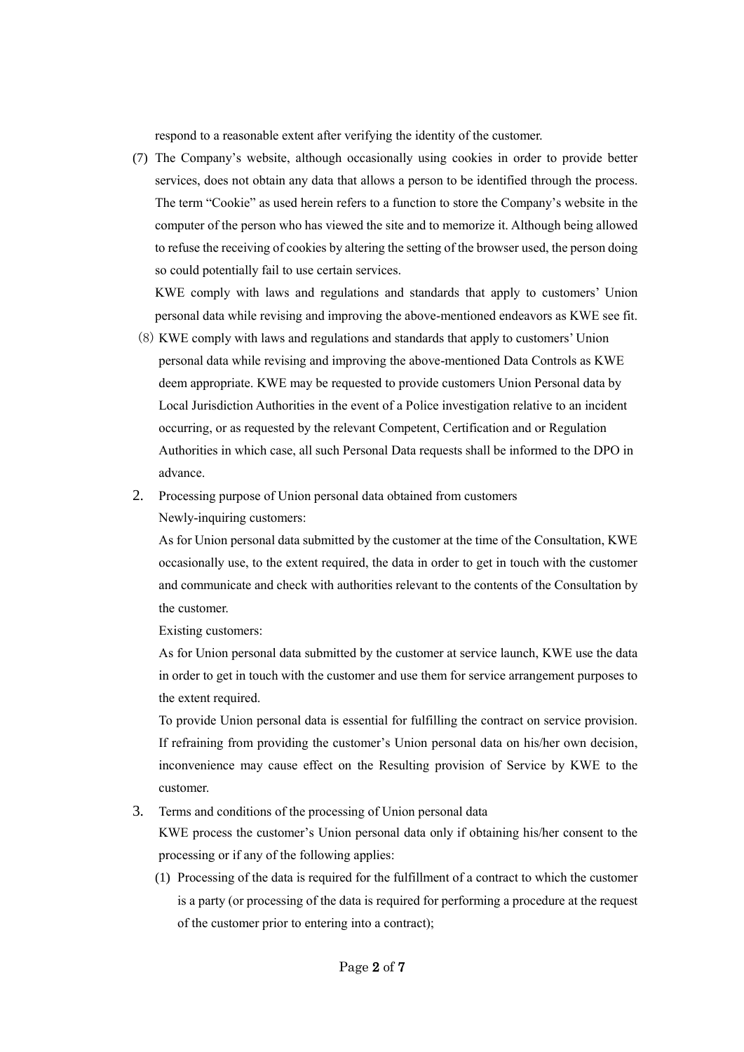respond to a reasonable extent after verifying the identity of the customer.

(7) The Company's website, although occasionally using cookies in order to provide better services, does not obtain any data that allows a person to be identified through the process. The term "Cookie" as used herein refers to a function to store the Company's website in the computer of the person who has viewed the site and to memorize it. Although being allowed to refuse the receiving of cookies by altering the setting of the browser used, the person doing so could potentially fail to use certain services.

KWE comply with laws and regulations and standards that apply to customers' Union personal data while revising and improving the above-mentioned endeavors as KWE see fit.

(8) KWE comply with laws and regulations and standards that apply to customers' Union personal data while revising and improving the above-mentioned Data Controls as KWE deem appropriate. KWE may be requested to provide customers Union Personal data by Local Jurisdiction Authorities in the event of a Police investigation relative to an incident occurring, or as requested by the relevant Competent, Certification and or Regulation Authorities in which case, all such Personal Data requests shall be informed to the DPO in advance.

2. Processing purpose of Union personal data obtained from customers

Newly-inquiring customers:

As for Union personal data submitted by the customer at the time of the Consultation, KWE occasionally use, to the extent required, the data in order to get in touch with the customer and communicate and check with authorities relevant to the contents of the Consultation by the customer.

Existing customers:

As for Union personal data submitted by the customer at service launch, KWE use the data in order to get in touch with the customer and use them for service arrangement purposes to the extent required.

To provide Union personal data is essential for fulfilling the contract on service provision. If refraining from providing the customer's Union personal data on his/her own decision, inconvenience may cause effect on the Resulting provision of Service by KWE to the customer.

3. Terms and conditions of the processing of Union personal data

KWE process the customer's Union personal data only if obtaining his/her consent to the processing or if any of the following applies:

(1) Processing of the data is required for the fulfillment of a contract to which the customer is a party (or processing of the data is required for performing a procedure at the request of the customer prior to entering into a contract);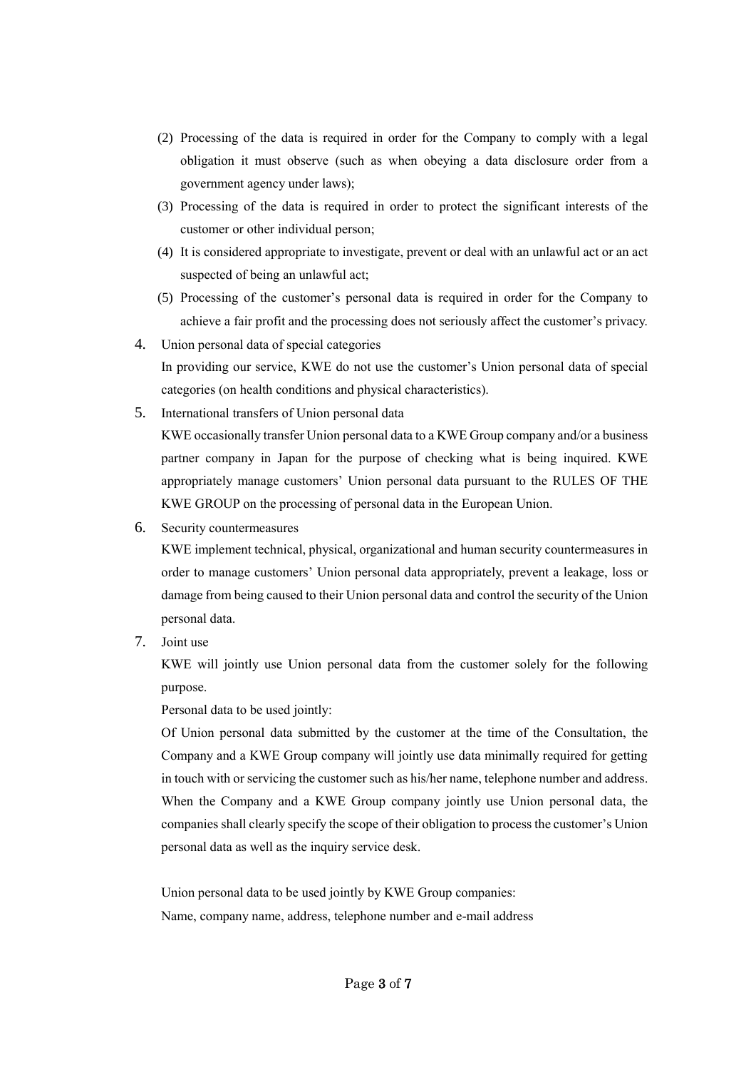(2) Processing of the data is required in order for the Company to comply with a legal obligation it must observe (such as when obeying a data disclosure order from a government agency under laws);

(3) Processing of the data is required in order to protect the significant interests of the customer or other individual person;

(4) It is considered appropriate to investigate, prevent or deal with an unlawful act or an act suspected of being an unlawful act;

(5) Processing of the customer's personal data is required in order for the Company to achieve a fair profit and the processing does not seriously affect the customer's privacy.

4. Union personal data of special categories

   In providing our service, KWE do not use the customer's Union personal data of special categories (on health conditions and physical characteristics).

5. International transfers of Union personal data

   KWE occasionally transfer Union personal data to a KWE Group company and/or a business partner company in Japan for the purpose of checking what is being inquired. KWE appropriately manage customers' Union personal data pursuant to the RULES OF THE KWE GROUP on the processing of personal data in the European Union.

6. Security countermeasures

   KWE implement technical, physical, organizational and human security countermeasures in order to manage customers' Union personal data appropriately, prevent a leakage, loss or damage from being caused to their Union personal data and control the security of the Union personal data.

7. Joint use

   KWE will jointly use Union personal data from the customer solely for the following purpose.

   Personal data to be used jointly:

   Of Union personal data submitted by the customer at the time of the Consultation, the Company and a KWE Group company will jointly use data minimally required for getting in touch with or servicing the customer such as his/her name, telephone number and address. When the Company and a KWE Group company jointly use Union personal data, the companies shall clearly specify the scope of their obligation to process the customer's Union personal data as well as the inquiry service desk.

   Union personal data to be used jointly by KWE Group companies:

   Name, company name, address, telephone number and e-mail address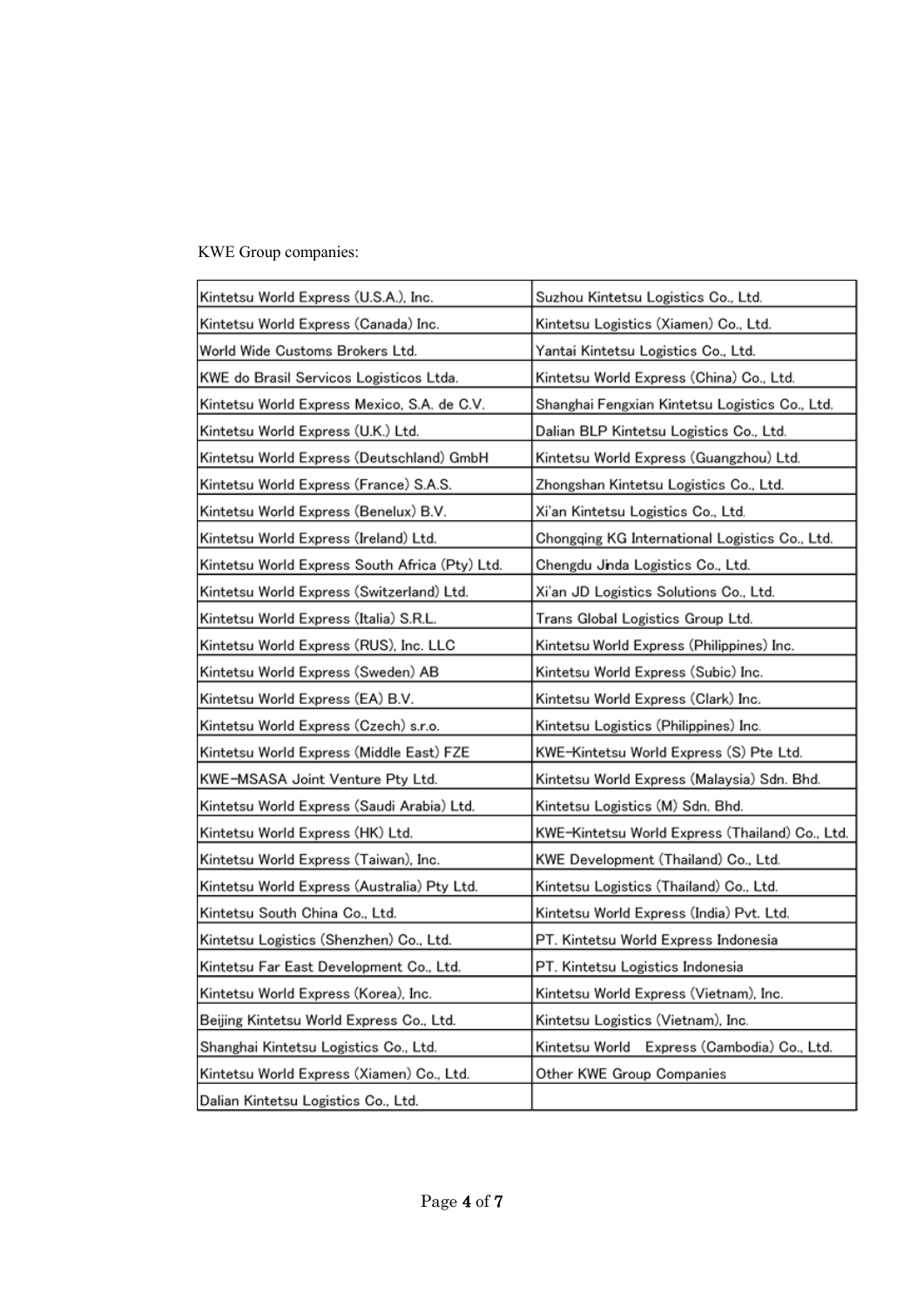KWE Group companies:

| | |
|---|---|
| Kintetsu World Express (U.S.A.), Inc. | Suzhou Kintetsu Logistics Co., Ltd. |
| Kintetsu World Express (Canada) Inc. | Kintetsu Logistics (Xiamen) Co., Ltd. |
| World Wide Customs Brokers Ltd. | Yantai Kintetsu Logistics Co., Ltd. |
| KWE do Brasil Servicos Logisticos Ltda. | Kintetsu World Express (China) Co., Ltd. |
| Kintetsu World Express Mexico, S.A. de C.V. | Shanghai Fengxian Kintetsu Logistics Co., Ltd. |
| Kintetsu World Express (U.K.) Ltd. | Dalian BLP Kintetsu Logistics Co., Ltd. |
| Kintetsu World Express (Deutschland) GmbH | Kintetsu World Express (Guangzhou) Ltd. |
| Kintetsu World Express (France) S.A.S. | Zhongshan Kintetsu Logistics Co., Ltd. |
| Kintetsu World Express (Benelux) B.V. | Xi'an Kintetsu Logistics Co., Ltd. |
| Kintetsu World Express (Ireland) Ltd. | Chongqing KG International Logistics Co., Ltd. |
| Kintetsu World Express South Africa (Pty) Ltd. | Chengdu Jinda Logistics Co., Ltd. |
| Kintetsu World Express (Switzerland) Ltd. | Xi'an JD Logistics Solutions Co., Ltd. |
| Kintetsu World Express (Italia) S.R.L. | Trans Global Logistics Group Ltd. |
| Kintetsu World Express (RUS), Inc. LLC | Kintetsu World Express (Philippines) Inc. |
| Kintetsu World Express (Sweden) AB | Kintetsu World Express (Subic) Inc. |
| Kintetsu World Express (EA) B.V. | Kintetsu World Express (Clark) Inc. |
| Kintetsu World Express (Czech) s.r.o. | Kintetsu Logistics (Philippines) Inc. |
| Kintetsu World Express (Middle East) FZE | KWE-Kintetsu World Express (S) Pte Ltd. |
| KWE-MSASA Joint Venture Pty Ltd. | Kintetsu World Express (Malaysia) Sdn. Bhd. |
| Kintetsu World Express (Saudi Arabia) Ltd. | Kintetsu Logistics (M) Sdn. Bhd. |
| Kintetsu World Express (HK) Ltd. | KWE-Kintetsu World Express (Thailand) Co., Ltd. |
| Kintetsu World Express (Taiwan), Inc. | KWE Development (Thailand) Co., Ltd. |
| Kintetsu World Express (Australia) Pty Ltd. | Kintetsu Logistics (Thailand) Co., Ltd. |
| Kintetsu South China Co., Ltd. | Kintetsu World Express (India) Pvt. Ltd. |
| Kintetsu Logistics (Shenzhen) Co., Ltd. | PT. Kintetsu World Express Indonesia |
| Kintetsu Far East Development Co., Ltd. | PT. Kintetsu Logistics Indonesia |
| Kintetsu World Express (Korea), Inc. | Kintetsu World Express (Vietnam), Inc. |
| Beijing Kintetsu World Express Co., Ltd. | Kintetsu Logistics (Vietnam), Inc. |
| Shanghai Kintetsu Logistics Co., Ltd. | Kintetsu World Express (Cambodia) Co., Ltd. |
| Kintetsu World Express (Xiamen) Co., Ltd. | Other KWE Group Companies |
| Dalian Kintetsu Logistics Co., Ltd. | |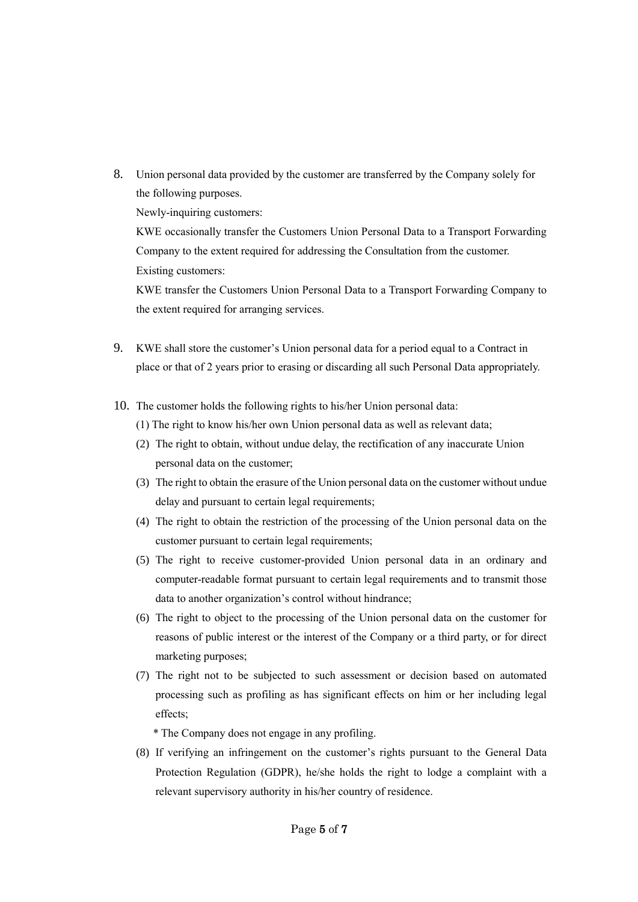8. Union personal data provided by the customer are transferred by the Company solely for the following purposes.

   Newly-inquiring customers:

   KWE occasionally transfer the Customers Union Personal Data to a Transport Forwarding Company to the extent required for addressing the Consultation from the customer.

   Existing customers:

   KWE transfer the Customers Union Personal Data to a Transport Forwarding Company to the extent required for arranging services.

9. KWE shall store the customer's Union personal data for a period equal to a Contract in place or that of 2 years prior to erasing or discarding all such Personal Data appropriately.

10. The customer holds the following rights to his/her Union personal data:

    (1) The right to know his/her own Union personal data as well as relevant data;

    (2) The right to obtain, without undue delay, the rectification of any inaccurate Union personal data on the customer;

    (3) The right to obtain the erasure of the Union personal data on the customer without undue delay and pursuant to certain legal requirements;

    (4) The right to obtain the restriction of the processing of the Union personal data on the customer pursuant to certain legal requirements;

    (5) The right to receive customer-provided Union personal data in an ordinary and computer-readable format pursuant to certain legal requirements and to transmit those data to another organization's control without hindrance;

    (6) The right to object to the processing of the Union personal data on the customer for reasons of public interest or the interest of the Company or a third party, or for direct marketing purposes;

    (7) The right not to be subjected to such assessment or decision based on automated processing such as profiling as has significant effects on him or her including legal effects;

        * The Company does not engage in any profiling.

    (8) If verifying an infringement on the customer's rights pursuant to the General Data Protection Regulation (GDPR), he/she holds the right to lodge a complaint with a relevant supervisory authority in his/her country of residence.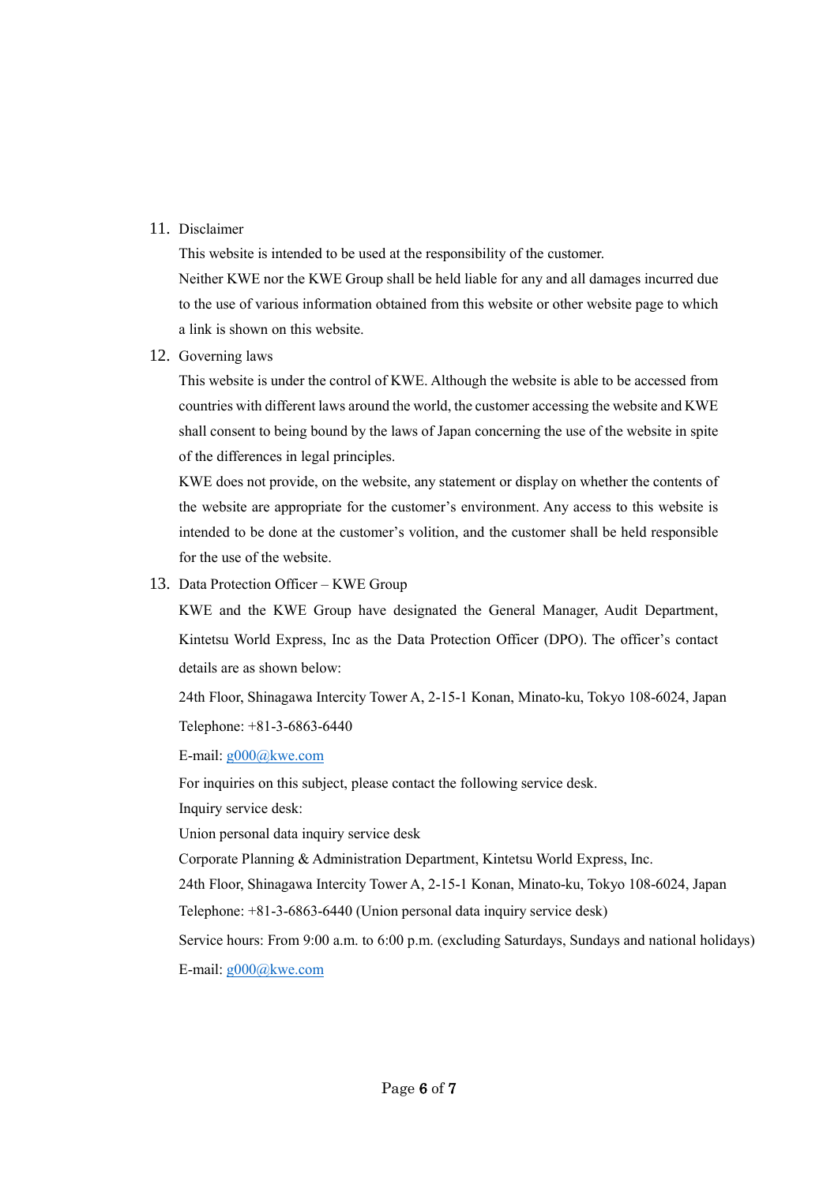11. Disclaimer

    This website is intended to be used at the responsibility of the customer.

    Neither KWE nor the KWE Group shall be held liable for any and all damages incurred due to the use of various information obtained from this website or other website page to which a link is shown on this website.

12. Governing laws

    This website is under the control of KWE. Although the website is able to be accessed from countries with different laws around the world, the customer accessing the website and KWE shall consent to being bound by the laws of Japan concerning the use of the website in spite of the differences in legal principles.

    KWE does not provide, on the website, any statement or display on whether the contents of the website are appropriate for the customer's environment. Any access to this website is intended to be done at the customer's volition, and the customer shall be held responsible for the use of the website.

13. Data Protection Officer – KWE Group

    KWE and the KWE Group have designated the General Manager, Audit Department, Kintetsu World Express, Inc as the Data Protection Officer (DPO). The officer's contact details are as shown below:

    24th Floor, Shinagawa Intercity Tower A, 2-15-1 Konan, Minato-ku, Tokyo 108-6024, Japan

    Telephone: +81-3-6863-6440

    E-mail: g000@kwe.com

    For inquiries on this subject, please contact the following service desk.

    Inquiry service desk:

    Union personal data inquiry service desk

    Corporate Planning & Administration Department, Kintetsu World Express, Inc.

    24th Floor, Shinagawa Intercity Tower A, 2-15-1 Konan, Minato-ku, Tokyo 108-6024, Japan

    Telephone: +81-3-6863-6440 (Union personal data inquiry service desk)

    Service hours: From 9:00 a.m. to 6:00 p.m. (excluding Saturdays, Sundays and national holidays)

    E-mail: g000@kwe.com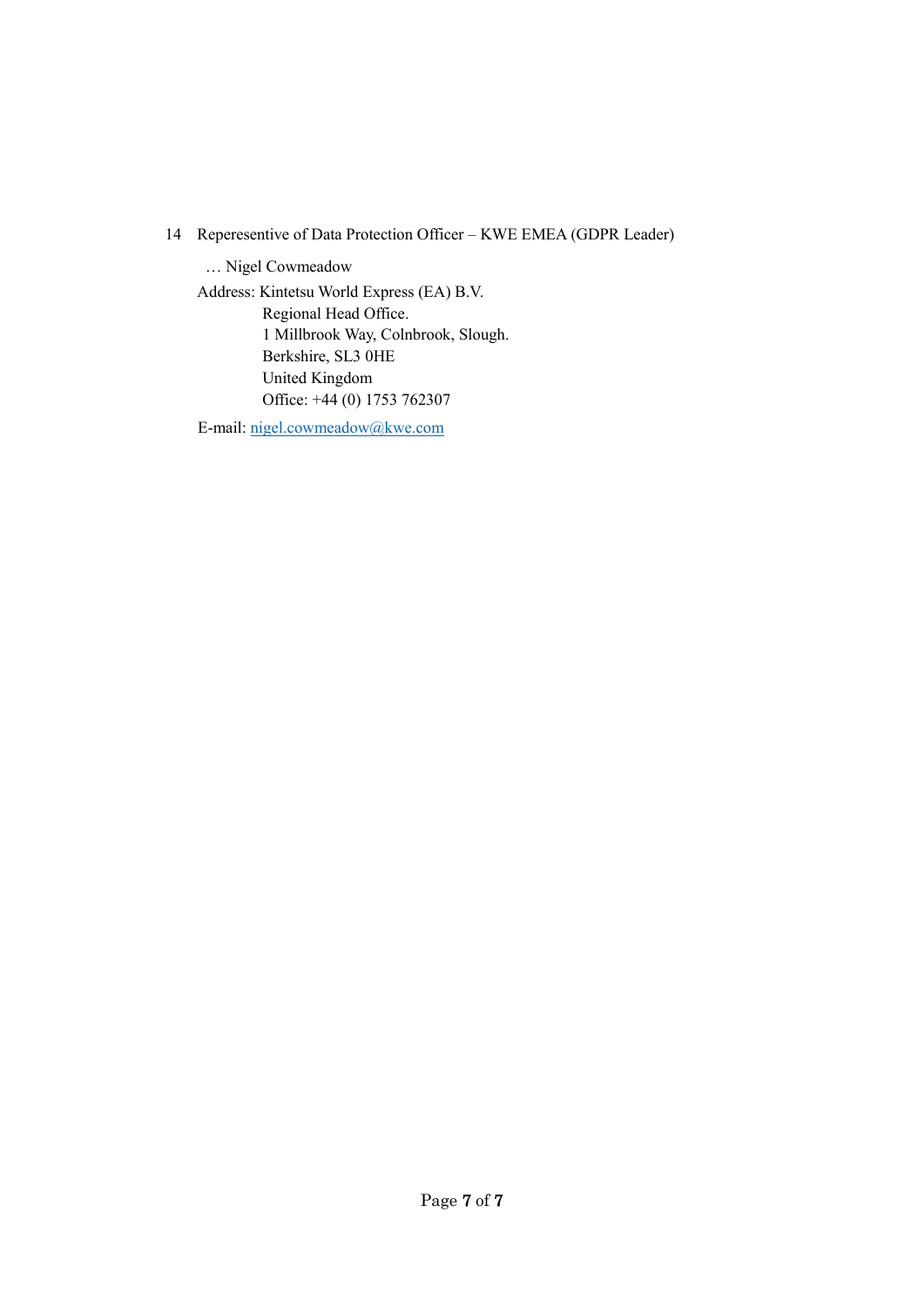14 Reperesentive of Data Protection Officer – KWE EMEA (GDPR Leader)

… Nigel Cowmeadow

Address: Kintetsu World Express (EA) B.V.  
Regional Head Office.  
1 Millbrook Way, Colnbrook, Slough.  
Berkshire, SL3 0HE  
United Kingdom  
Office: +44 (0) 1753 762307

E-mail: nigel.cowmeadow@kwe.com